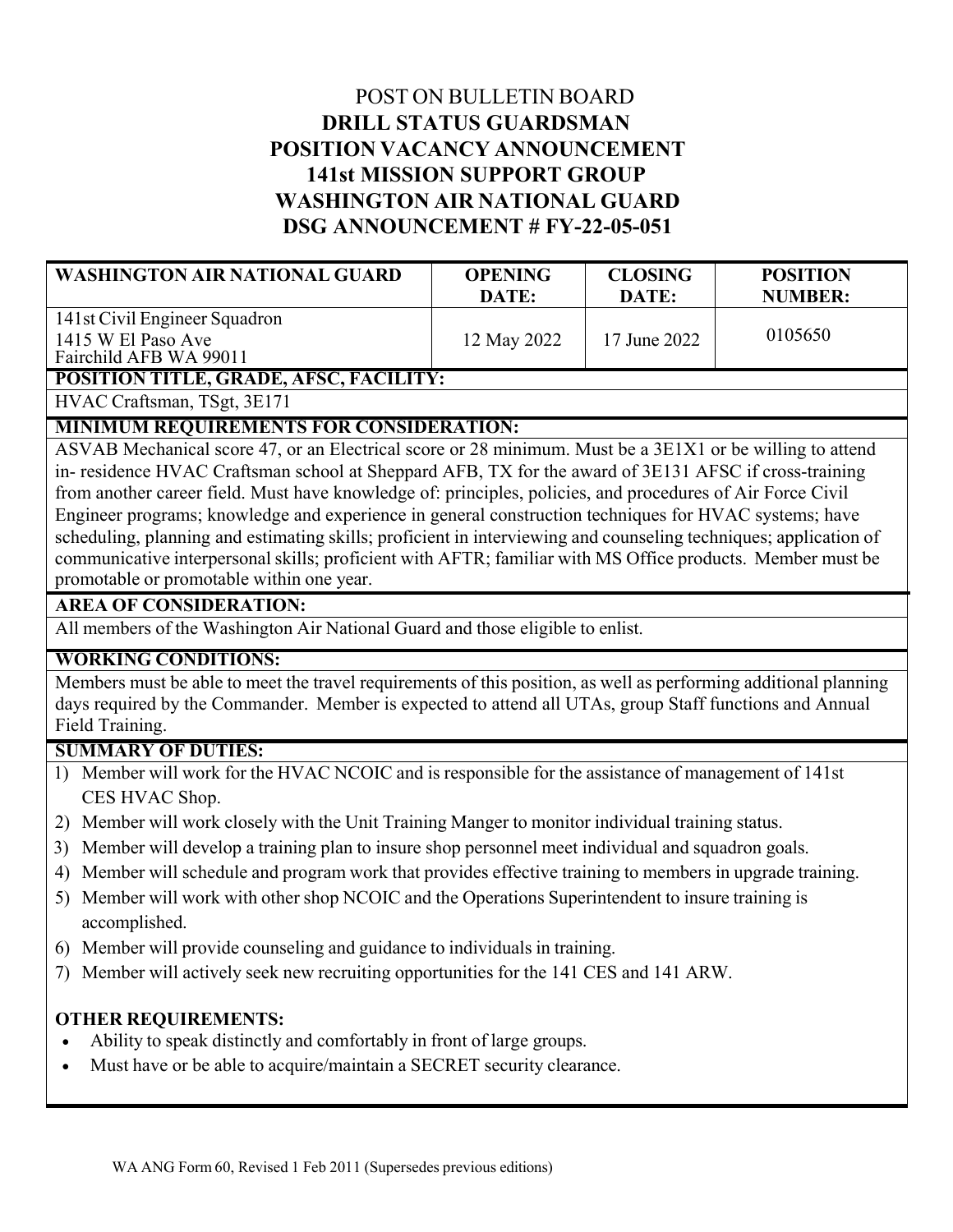POST ON BULLETIN BOARD

# DRILL STATUS GUARDSMAN
# POSITION VACANCY ANNOUNCEMENT
# 141st MISSION SUPPORT GROUP
# WASHINGTON AIR NATIONAL GUARD
# DSG ANNOUNCEMENT # FY-22-05-051

| WASHINGTON AIR NATIONAL GUARD | OPENING DATE: | CLOSING DATE: | POSITION NUMBER: |
|---|---|---|---|
| 141st Civil Engineer Squadron<br>1415 W El Paso Ave<br>Fairchild AFB WA 99011 | 12 May 2022 | 17 June 2022 | 0105650 |

**POSITION TITLE, GRADE, AFSC, FACILITY:**

HVAC Craftsman, TSgt, 3E171

**MINIMUM REQUIREMENTS FOR CONSIDERATION:**

ASVAB Mechanical score 47, or an Electrical score or 28 minimum. Must be a 3E1X1 or be willing to attend in- residence HVAC Craftsman school at Sheppard AFB, TX for the award of 3E131 AFSC if cross-training from another career field. Must have knowledge of: principles, policies, and procedures of Air Force Civil Engineer programs; knowledge and experience in general construction techniques for HVAC systems; have scheduling, planning and estimating skills; proficient in interviewing and counseling techniques; application of communicative interpersonal skills; proficient with AFTR; familiar with MS Office products. Member must be promotable or promotable within one year.

**AREA OF CONSIDERATION:**

All members of the Washington Air National Guard and those eligible to enlist.

**WORKING CONDITIONS:**

Members must be able to meet the travel requirements of this position, as well as performing additional planning days required by the Commander. Member is expected to attend all UTAs, group Staff functions and Annual Field Training.

**SUMMARY OF DUTIES:**

1) Member will work for the HVAC NCOIC and is responsible for the assistance of management of 141st CES HVAC Shop.
2) Member will work closely with the Unit Training Manger to monitor individual training status.
3) Member will develop a training plan to insure shop personnel meet individual and squadron goals.
4) Member will schedule and program work that provides effective training to members in upgrade training.
5) Member will work with other shop NCOIC and the Operations Superintendent to insure training is accomplished.
6) Member will provide counseling and guidance to individuals in training.
7) Member will actively seek new recruiting opportunities for the 141 CES and 141 ARW.

**OTHER REQUIREMENTS:**

- Ability to speak distinctly and comfortably in front of large groups.
- Must have or be able to acquire/maintain a SECRET security clearance.

WA ANG Form 60, Revised 1 Feb 2011 (Supersedes previous editions)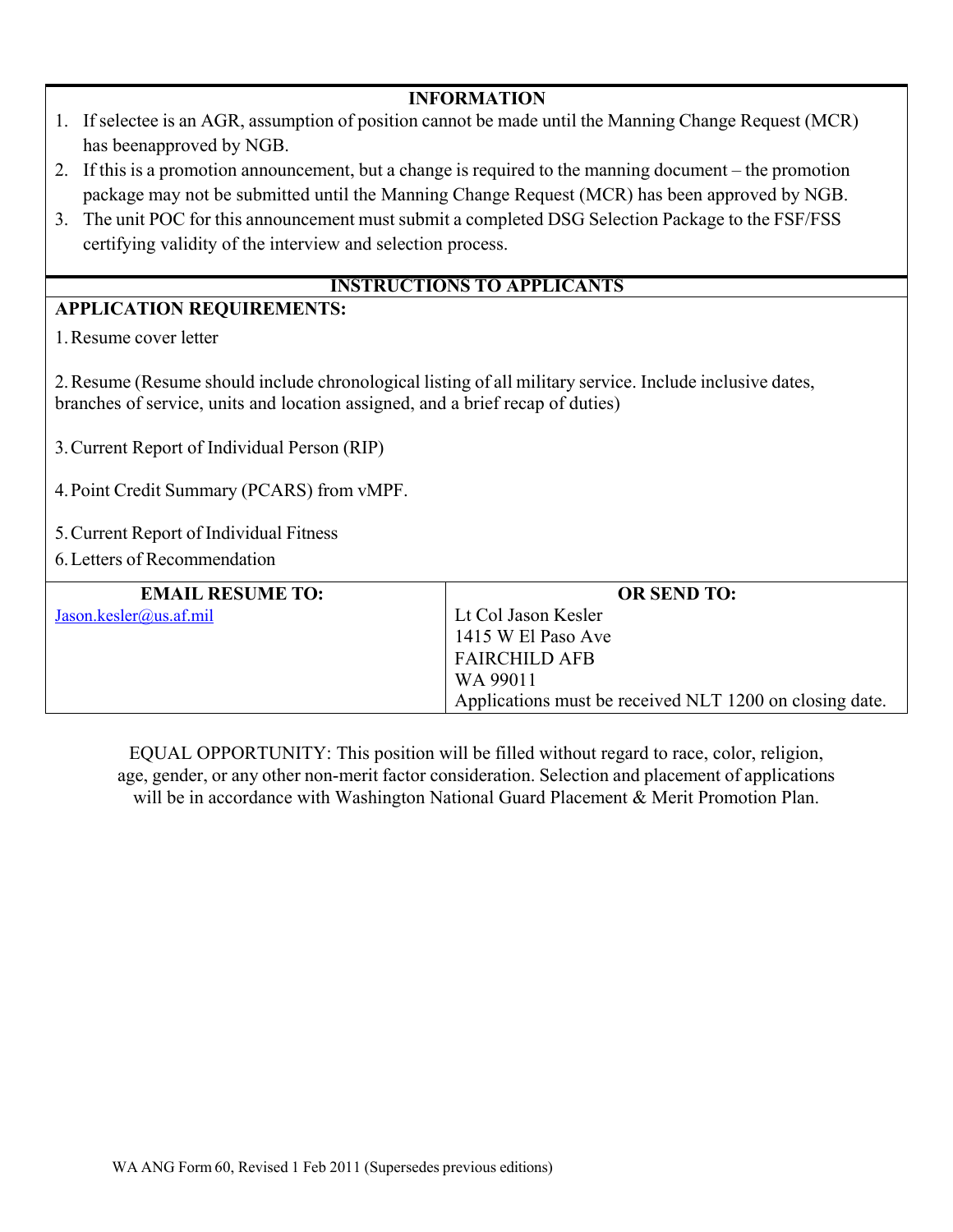## INFORMATION

1. If selectee is an AGR, assumption of position cannot be made until the Manning Change Request (MCR) has beenapproved by NGB.
2. If this is a promotion announcement, but a change is required to the manning document – the promotion package may not be submitted until the Manning Change Request (MCR) has been approved by NGB.
3. The unit POC for this announcement must submit a completed DSG Selection Package to the FSF/FSS certifying validity of the interview and selection process.

## INSTRUCTIONS TO APPLICANTS

**APPLICATION REQUIREMENTS:**

1. Resume cover letter

2. Resume (Resume should include chronological listing of all military service. Include inclusive dates, branches of service, units and location assigned, and a brief recap of duties)

3. Current Report of Individual Person (RIP)

4. Point Credit Summary (PCARS) from vMPF.

5. Current Report of Individual Fitness

6. Letters of Recommendation

| EMAIL RESUME TO: | OR SEND TO: |
|---|---|
| Jason.kesler@us.af.mil | Lt Col Jason Kesler<br>1415 W El Paso Ave<br>FAIRCHILD AFB<br>WA 99011<br>Applications must be received NLT 1200 on closing date. |

EQUAL OPPORTUNITY: This position will be filled without regard to race, color, religion, age, gender, or any other non-merit factor consideration. Selection and placement of applications will be in accordance with Washington National Guard Placement & Merit Promotion Plan.

WA ANG Form 60, Revised 1 Feb 2011 (Supersedes previous editions)